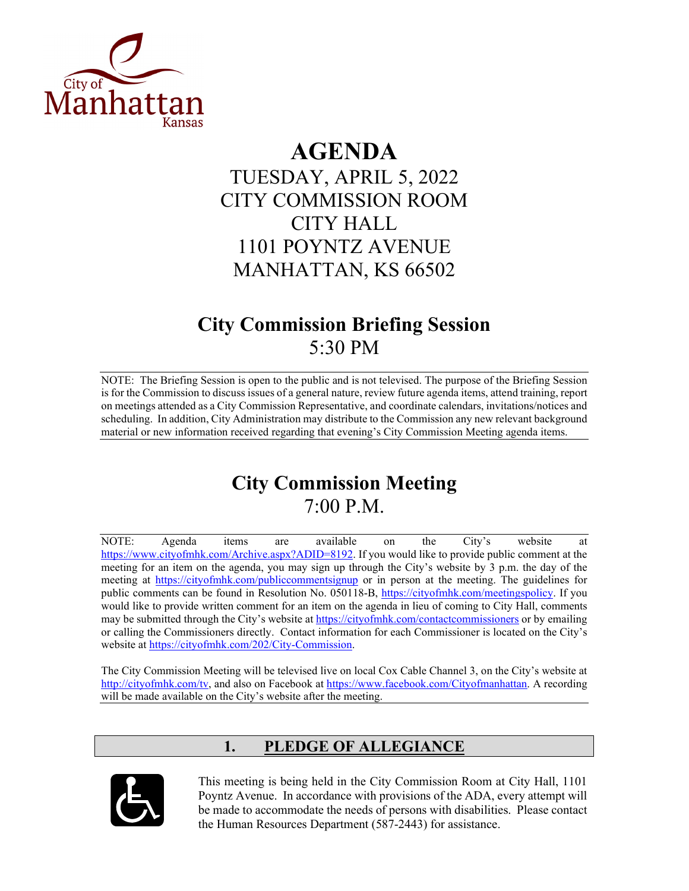City of Manhattan Kansas

# AGENDA

TUESDAY, APRIL 5, 2022
CITY COMMISSION ROOM
CITY HALL
1101 POYNTZ AVENUE
MANHATTAN, KS 66502

## City Commission Briefing Session

5:30 PM

NOTE: The Briefing Session is open to the public and is not televised. The purpose of the Briefing Session is for the Commission to discuss issues of a general nature, review future agenda items, attend training, report on meetings attended as a City Commission Representative, and coordinate calendars, invitations/notices and scheduling. In addition, City Administration may distribute to the Commission any new relevant background material or new information received regarding that evening's City Commission Meeting agenda items.

## City Commission Meeting

7:00 P.M.

NOTE: Agenda items are available on the City's website at https://www.cityofmhk.com/Archive.aspx?ADID=8192. If you would like to provide public comment at the meeting for an item on the agenda, you may sign up through the City's website by 3 p.m. the day of the meeting at https://cityofmhk.com/publiccommentsignup or in person at the meeting. The guidelines for public comments can be found in Resolution No. 050118-B, https://cityofmhk.com/meetingspolicy. If you would like to provide written comment for an item on the agenda in lieu of coming to City Hall, comments may be submitted through the City's website at https://cityofmhk.com/contactcommissioners or by emailing or calling the Commissioners directly. Contact information for each Commissioner is located on the City's website at https://cityofmhk.com/202/City-Commission.

The City Commission Meeting will be televised live on local Cox Cable Channel 3, on the City's website at http://cityofmhk.com/tv, and also on Facebook at https://www.facebook.com/Cityofmanhattan. A recording will be made available on the City's website after the meeting.

## 1. PLEDGE OF ALLEGIANCE

This meeting is being held in the City Commission Room at City Hall, 1101 Poyntz Avenue. In accordance with provisions of the ADA, every attempt will be made to accommodate the needs of persons with disabilities. Please contact the Human Resources Department (587-2443) for assistance.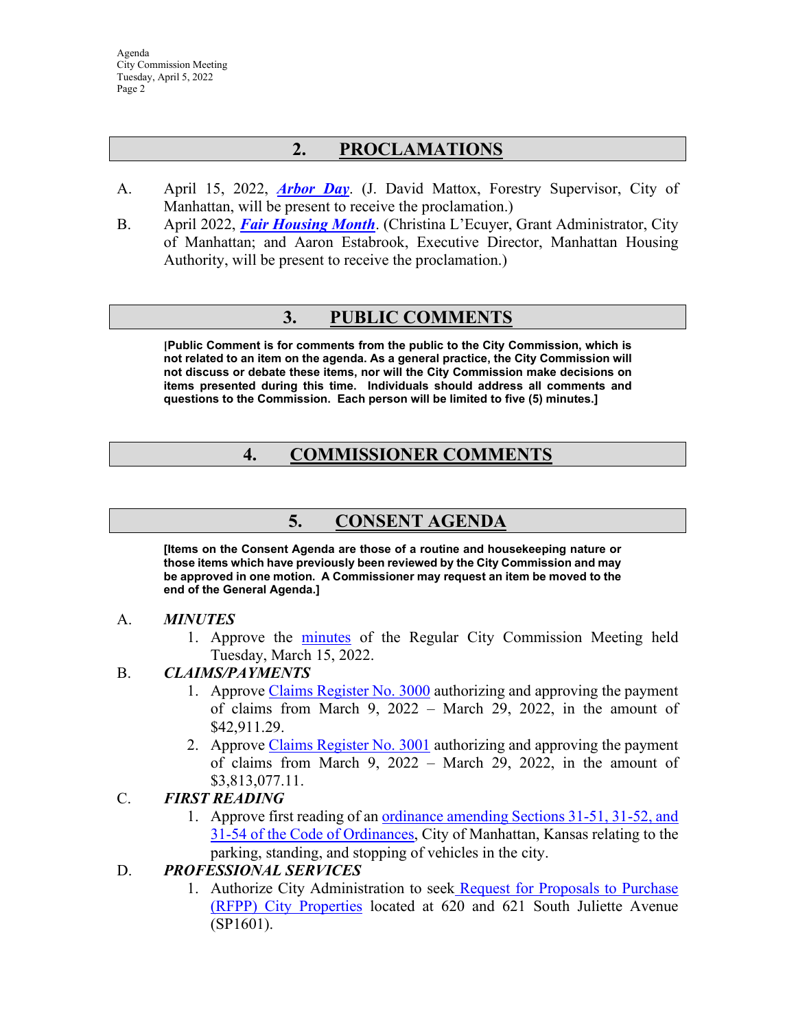## 2. PROCLAMATIONS

A. April 15, 2022, ***Arbor Day***. (J. David Mattox, Forestry Supervisor, City of Manhattan, will be present to receive the proclamation.)

B. April 2022, ***Fair Housing Month***. (Christina L'Ecuyer, Grant Administrator, City of Manhattan; and Aaron Estabrook, Executive Director, Manhattan Housing Authority, will be present to receive the proclamation.)

## 3. PUBLIC COMMENTS

**[Public Comment is for comments from the public to the City Commission, which is not related to an item on the agenda. As a general practice, the City Commission will not discuss or debate these items, nor will the City Commission make decisions on items presented during this time. Individuals should address all comments and questions to the Commission. Each person will be limited to five (5) minutes.]**

## 4. COMMISSIONER COMMENTS

## 5. CONSENT AGENDA

**[Items on the Consent Agenda are those of a routine and housekeeping nature or those items which have previously been reviewed by the City Commission and may be approved in one motion. A Commissioner may request an item be moved to the end of the General Agenda.]**

A. ***MINUTES***

1. Approve the minutes of the Regular City Commission Meeting held Tuesday, March 15, 2022.

B. ***CLAIMS/PAYMENTS***

1. Approve Claims Register No. 3000 authorizing and approving the payment of claims from March 9, 2022 – March 29, 2022, in the amount of $42,911.29.
2. Approve Claims Register No. 3001 authorizing and approving the payment of claims from March 9, 2022 – March 29, 2022, in the amount of $3,813,077.11.

C. ***FIRST READING***

1. Approve first reading of an ordinance amending Sections 31-51, 31-52, and 31-54 of the Code of Ordinances, City of Manhattan, Kansas relating to the parking, standing, and stopping of vehicles in the city.

D. ***PROFESSIONAL SERVICES***

1. Authorize City Administration to seek Request for Proposals to Purchase (RFPP) City Properties located at 620 and 621 South Juliette Avenue (SP1601).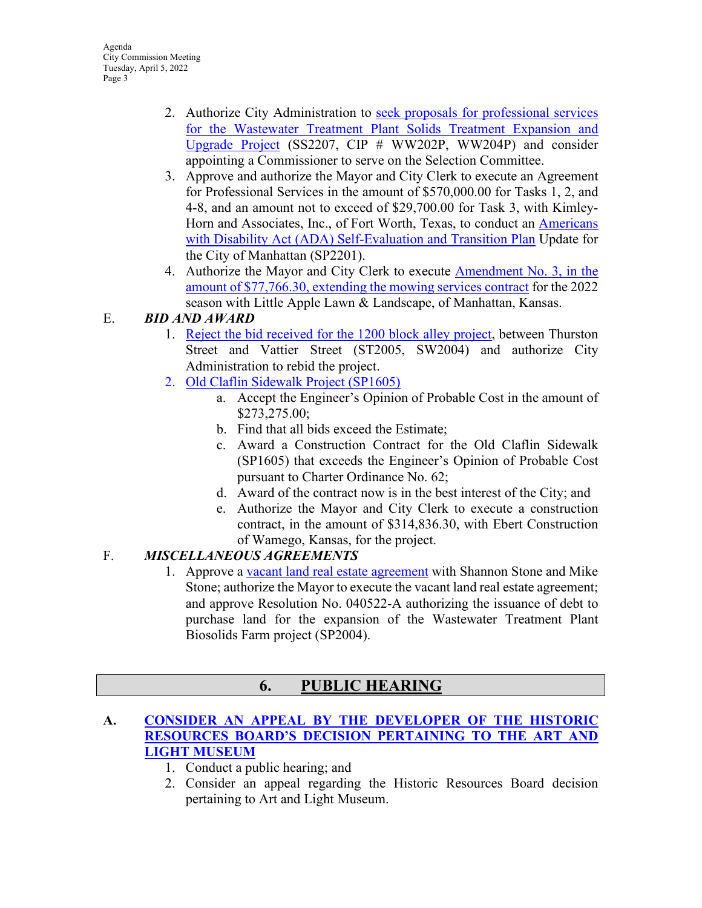2. Authorize City Administration to seek proposals for professional services for the Wastewater Treatment Plant Solids Treatment Expansion and Upgrade Project (SS2207, CIP # WW202P, WW204P) and consider appointing a Commissioner to serve on the Selection Committee.
3. Approve and authorize the Mayor and City Clerk to execute an Agreement for Professional Services in the amount of $570,000.00 for Tasks 1, 2, and 4-8, and an amount not to exceed of $29,700.00 for Task 3, with Kimley-Horn and Associates, Inc., of Fort Worth, Texas, to conduct an Americans with Disability Act (ADA) Self-Evaluation and Transition Plan Update for the City of Manhattan (SP2201).
4. Authorize the Mayor and City Clerk to execute Amendment No. 3, in the amount of $77,766.30, extending the mowing services contract for the 2022 season with Little Apple Lawn & Landscape, of Manhattan, Kansas.

E. ***BID AND AWARD***

1. Reject the bid received for the 1200 block alley project, between Thurston Street and Vattier Street (ST2005, SW2004) and authorize City Administration to rebid the project.
2. Old Claflin Sidewalk Project (SP1605)
    a. Accept the Engineer's Opinion of Probable Cost in the amount of $273,275.00;
    b. Find that all bids exceed the Estimate;
    c. Award a Construction Contract for the Old Claflin Sidewalk (SP1605) that exceeds the Engineer's Opinion of Probable Cost pursuant to Charter Ordinance No. 62;
    d. Award of the contract now is in the best interest of the City; and
    e. Authorize the Mayor and City Clerk to execute a construction contract, in the amount of $314,836.30, with Ebert Construction of Wamego, Kansas, for the project.

F. ***MISCELLANEOUS AGREEMENTS***

1. Approve a vacant land real estate agreement with Shannon Stone and Mike Stone; authorize the Mayor to execute the vacant land real estate agreement; and approve Resolution No. 040522-A authorizing the issuance of debt to purchase land for the expansion of the Wastewater Treatment Plant Biosolids Farm project (SP2004).

## 6. PUBLIC HEARING

**A. CONSIDER AN APPEAL BY THE DEVELOPER OF THE HISTORIC RESOURCES BOARD'S DECISION PERTAINING TO THE ART AND LIGHT MUSEUM**

1. Conduct a public hearing; and
2. Consider an appeal regarding the Historic Resources Board decision pertaining to Art and Light Museum.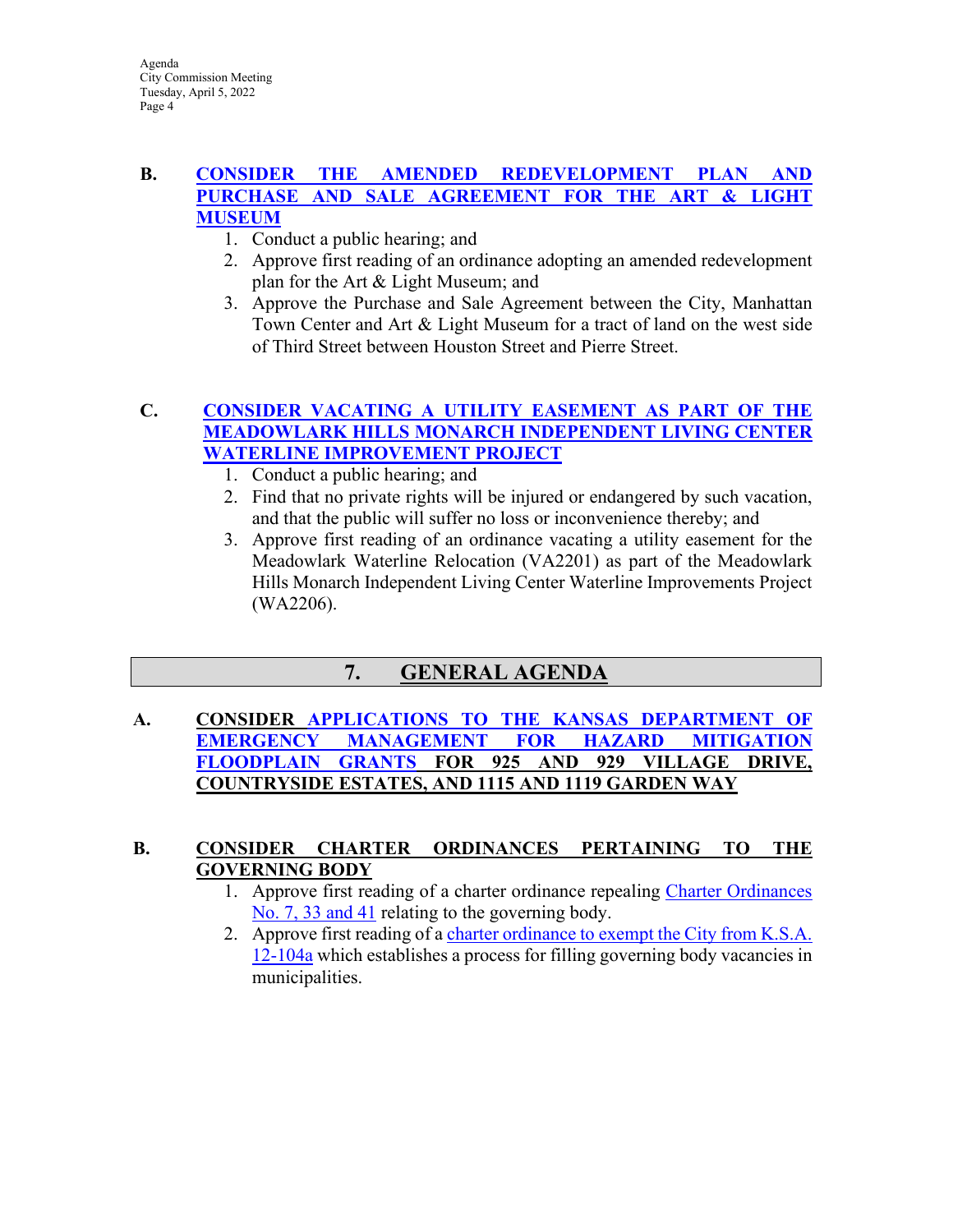**B. CONSIDER THE AMENDED REDEVELOPMENT PLAN AND PURCHASE AND SALE AGREEMENT FOR THE ART & LIGHT MUSEUM**

1. Conduct a public hearing; and
2. Approve first reading of an ordinance adopting an amended redevelopment plan for the Art & Light Museum; and
3. Approve the Purchase and Sale Agreement between the City, Manhattan Town Center and Art & Light Museum for a tract of land on the west side of Third Street between Houston Street and Pierre Street.

**C. CONSIDER VACATING A UTILITY EASEMENT AS PART OF THE MEADOWLARK HILLS MONARCH INDEPENDENT LIVING CENTER WATERLINE IMPROVEMENT PROJECT**

1. Conduct a public hearing; and
2. Find that no private rights will be injured or endangered by such vacation, and that the public will suffer no loss or inconvenience thereby; and
3. Approve first reading of an ordinance vacating a utility easement for the Meadowlark Waterline Relocation (VA2201) as part of the Meadowlark Hills Monarch Independent Living Center Waterline Improvements Project (WA2206).

## 7. GENERAL AGENDA

**A. CONSIDER APPLICATIONS TO THE KANSAS DEPARTMENT OF EMERGENCY MANAGEMENT FOR HAZARD MITIGATION FLOODPLAIN GRANTS FOR 925 AND 929 VILLAGE DRIVE, COUNTRYSIDE ESTATES, AND 1115 AND 1119 GARDEN WAY**

**B. CONSIDER CHARTER ORDINANCES PERTAINING TO THE GOVERNING BODY**

1. Approve first reading of a charter ordinance repealing Charter Ordinances No. 7, 33 and 41 relating to the governing body.
2. Approve first reading of a charter ordinance to exempt the City from K.S.A. 12-104a which establishes a process for filling governing body vacancies in municipalities.